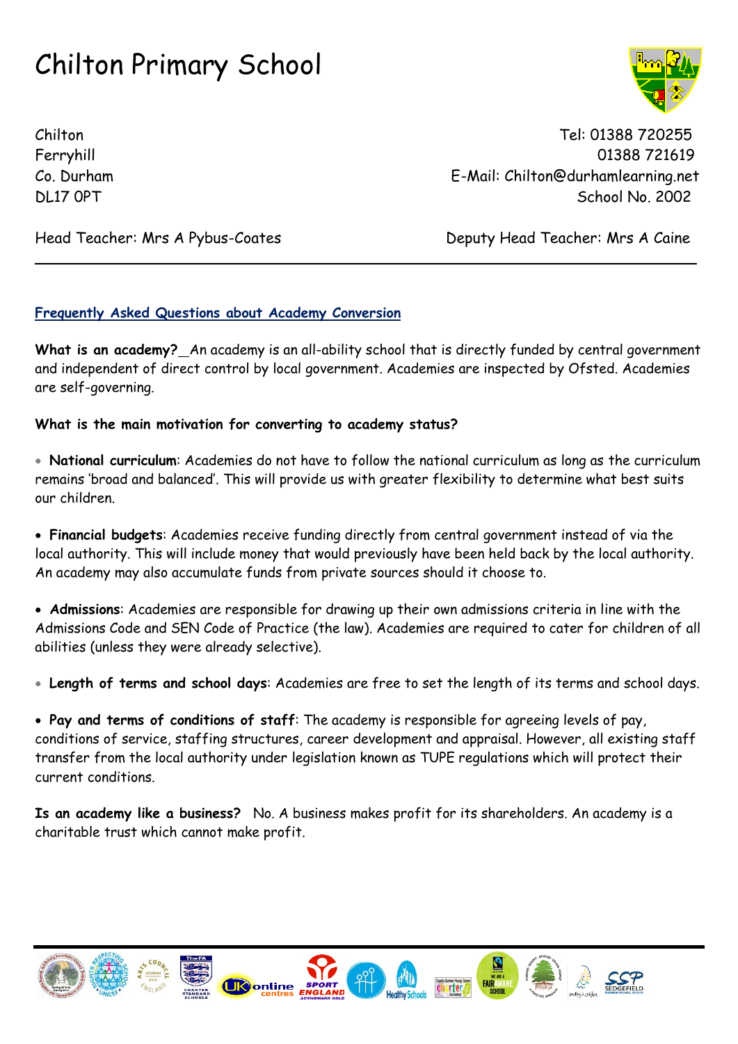# Chilton Primary School

Chilton
Ferryhill
Co. Durham
DL17 0PT

Tel: 01388 720255
01388 721619
E-Mail: Chilton@durhamlearning.net
School No. 2002

Head Teacher: Mrs A Pybus-Coates

Deputy Head Teacher: Mrs A Caine

---

## Frequently Asked Questions about Academy Conversion

**What is an academy?** An academy is an all-ability school that is directly funded by central government and independent of direct control by local government. Academies are inspected by Ofsted. Academies are self-governing.

**What is the main motivation for converting to academy status?**

- **National curriculum**: Academies do not have to follow the national curriculum as long as the curriculum remains 'broad and balanced'. This will provide us with greater flexibility to determine what best suits our children.

- **Financial budgets**: Academies receive funding directly from central government instead of via the local authority. This will include money that would previously have been held back by the local authority. An academy may also accumulate funds from private sources should it choose to.

- **Admissions**: Academies are responsible for drawing up their own admissions criteria in line with the Admissions Code and SEN Code of Practice (the law). Academies are required to cater for children of all abilities (unless they were already selective).

- **Length of terms and school days**: Academies are free to set the length of its terms and school days.

- **Pay and terms of conditions of staff**: The academy is responsible for agreeing levels of pay, conditions of service, staffing structures, career development and appraisal. However, all existing staff transfer from the local authority under legislation known as TUPE regulations which will protect their current conditions.

**Is an academy like a business?** No. A business makes profit for its shareholders. An academy is a charitable trust which cannot make profit.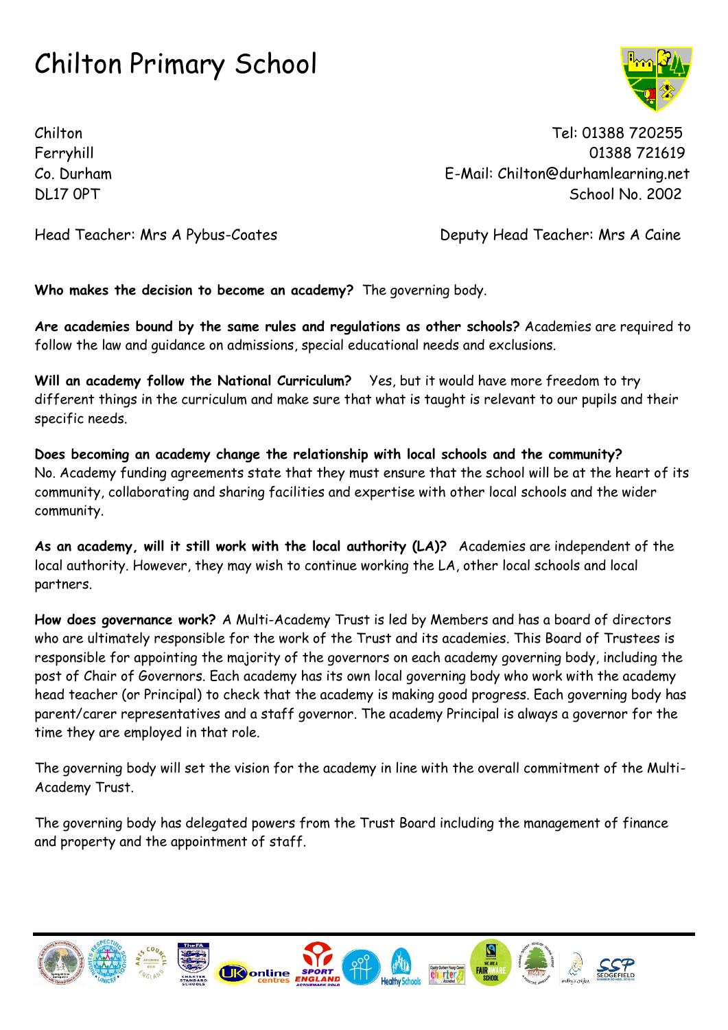# Chilton Primary School

Chilton
Ferryhill
Co. Durham
DL17 0PT

Tel: 01388 720255
01388 721619
E-Mail: Chilton@durhamlearning.net
School No. 2002

Head Teacher: Mrs A Pybus-Coates

Deputy Head Teacher: Mrs A Caine

**Who makes the decision to become an academy?** The governing body.

**Are academies bound by the same rules and regulations as other schools?** Academies are required to follow the law and guidance on admissions, special educational needs and exclusions.

**Will an academy follow the National Curriculum?** Yes, but it would have more freedom to try different things in the curriculum and make sure that what is taught is relevant to our pupils and their specific needs.

**Does becoming an academy change the relationship with local schools and the community?** No. Academy funding agreements state that they must ensure that the school will be at the heart of its community, collaborating and sharing facilities and expertise with other local schools and the wider community.

**As an academy, will it still work with the local authority (LA)?** Academies are independent of the local authority. However, they may wish to continue working the LA, other local schools and local partners.

**How does governance work?** A Multi-Academy Trust is led by Members and has a board of directors who are ultimately responsible for the work of the Trust and its academies. This Board of Trustees is responsible for appointing the majority of the governors on each academy governing body, including the post of Chair of Governors. Each academy has its own local governing body who work with the academy head teacher (or Principal) to check that the academy is making good progress. Each governing body has parent/carer representatives and a staff governor. The academy Principal is always a governor for the time they are employed in that role.

The governing body will set the vision for the academy in line with the overall commitment of the Multi-Academy Trust.

The governing body has delegated powers from the Trust Board including the management of finance and property and the appointment of staff.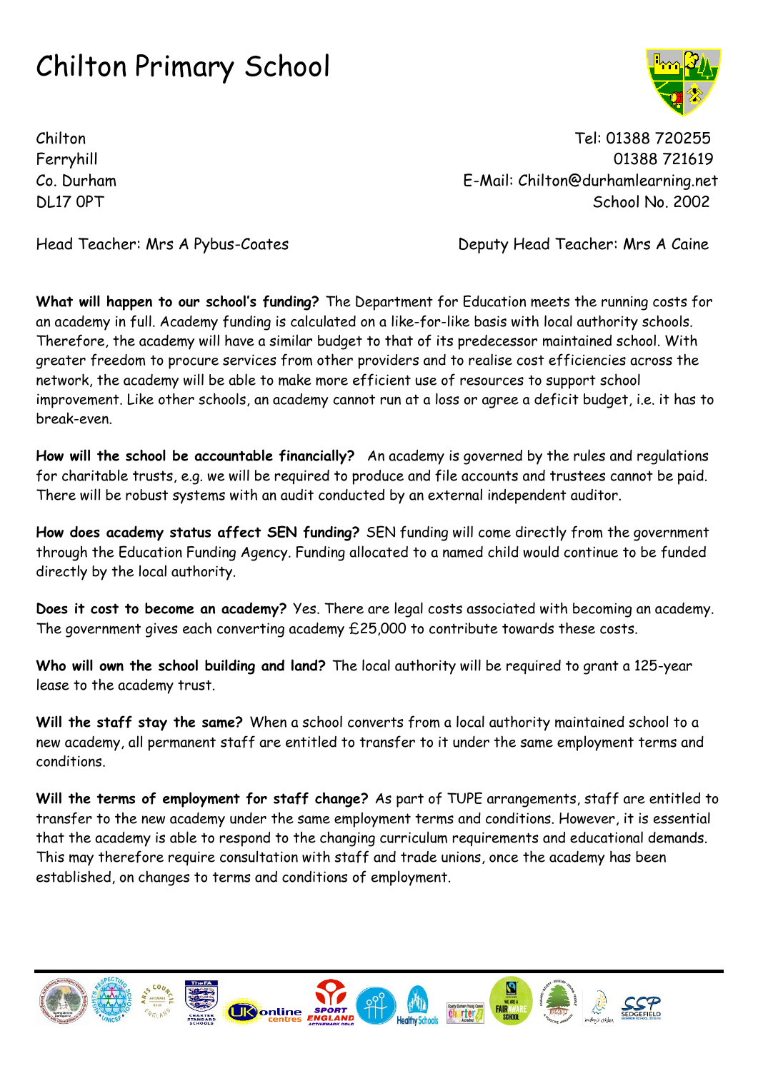# Chilton Primary School

Chilton
Ferryhill
Co. Durham
DL17 0PT

Tel: 01388 720255
01388 721619
E-Mail: Chilton@durhamlearning.net
School No. 2002

Head Teacher: Mrs A Pybus-Coates

Deputy Head Teacher: Mrs A Caine

**What will happen to our school's funding?** The Department for Education meets the running costs for an academy in full. Academy funding is calculated on a like-for-like basis with local authority schools. Therefore, the academy will have a similar budget to that of its predecessor maintained school. With greater freedom to procure services from other providers and to realise cost efficiencies across the network, the academy will be able to make more efficient use of resources to support school improvement. Like other schools, an academy cannot run at a loss or agree a deficit budget, i.e. it has to break-even.

**How will the school be accountable financially?** An academy is governed by the rules and regulations for charitable trusts, e.g. we will be required to produce and file accounts and trustees cannot be paid. There will be robust systems with an audit conducted by an external independent auditor.

**How does academy status affect SEN funding?** SEN funding will come directly from the government through the Education Funding Agency. Funding allocated to a named child would continue to be funded directly by the local authority.

**Does it cost to become an academy?** Yes. There are legal costs associated with becoming an academy. The government gives each converting academy £25,000 to contribute towards these costs.

**Who will own the school building and land?** The local authority will be required to grant a 125-year lease to the academy trust.

**Will the staff stay the same?** When a school converts from a local authority maintained school to a new academy, all permanent staff are entitled to transfer to it under the same employment terms and conditions.

**Will the terms of employment for staff change?** As part of TUPE arrangements, staff are entitled to transfer to the new academy under the same employment terms and conditions. However, it is essential that the academy is able to respond to the changing curriculum requirements and educational demands. This may therefore require consultation with staff and trade unions, once the academy has been established, on changes to terms and conditions of employment.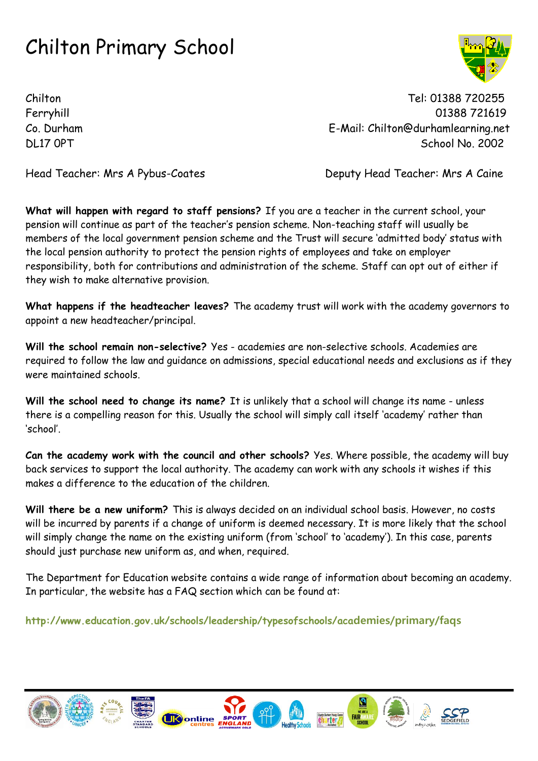# Chilton Primary School

Chilton
Ferryhill
Co. Durham
DL17 0PT

Tel: 01388 720255
01388 721619
E-Mail: Chilton@durhamlearning.net
School No. 2002

Head Teacher: Mrs A Pybus-Coates

Deputy Head Teacher: Mrs A Caine

**What will happen with regard to staff pensions?** If you are a teacher in the current school, your pension will continue as part of the teacher's pension scheme. Non-teaching staff will usually be members of the local government pension scheme and the Trust will secure 'admitted body' status with the local pension authority to protect the pension rights of employees and take on employer responsibility, both for contributions and administration of the scheme. Staff can opt out of either if they wish to make alternative provision.

**What happens if the headteacher leaves?** The academy trust will work with the academy governors to appoint a new headteacher/principal.

**Will the school remain non-selective?** Yes - academies are non-selective schools. Academies are required to follow the law and guidance on admissions, special educational needs and exclusions as if they were maintained schools.

**Will the school need to change its name?** It is unlikely that a school will change its name - unless there is a compelling reason for this. Usually the school will simply call itself 'academy' rather than 'school'.

**Can the academy work with the council and other schools?** Yes. Where possible, the academy will buy back services to support the local authority. The academy can work with any schools it wishes if this makes a difference to the education of the children.

**Will there be a new uniform?** This is always decided on an individual school basis. However, no costs will be incurred by parents if a change of uniform is deemed necessary. It is more likely that the school will simply change the name on the existing uniform (from 'school' to 'academy'). In this case, parents should just purchase new uniform as, and when, required.

The Department for Education website contains a wide range of information about becoming an academy. In particular, the website has a FAQ section which can be found at:

**http://www.education.gov.uk/schools/leadership/typesofschools/academies/primary/faqs**